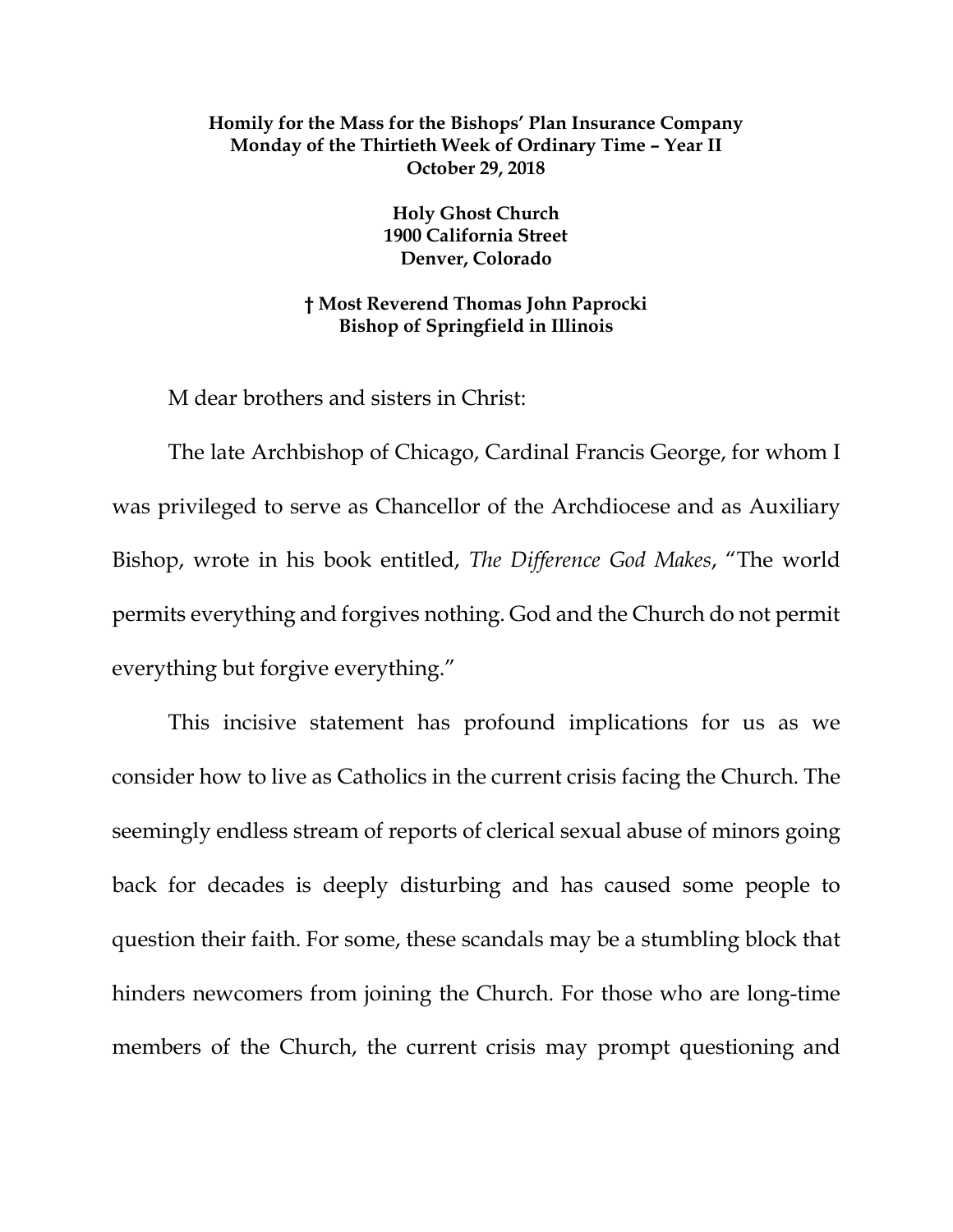**Homily for the Mass for the Bishops' Plan Insurance Company**
**Monday of the Thirtieth Week of Ordinary Time – Year II**
**October 29, 2018**

**Holy Ghost Church**
**1900 California Street**
**Denver, Colorado**

**† Most Reverend Thomas John Paprocki**
**Bishop of Springfield in Illinois**

M dear brothers and sisters in Christ:

The late Archbishop of Chicago, Cardinal Francis George, for whom I was privileged to serve as Chancellor of the Archdiocese and as Auxiliary Bishop, wrote in his book entitled, *The Difference God Makes*, "The world permits everything and forgives nothing. God and the Church do not permit everything but forgive everything."

This incisive statement has profound implications for us as we consider how to live as Catholics in the current crisis facing the Church. The seemingly endless stream of reports of clerical sexual abuse of minors going back for decades is deeply disturbing and has caused some people to question their faith. For some, these scandals may be a stumbling block that hinders newcomers from joining the Church. For those who are long-time members of the Church, the current crisis may prompt questioning and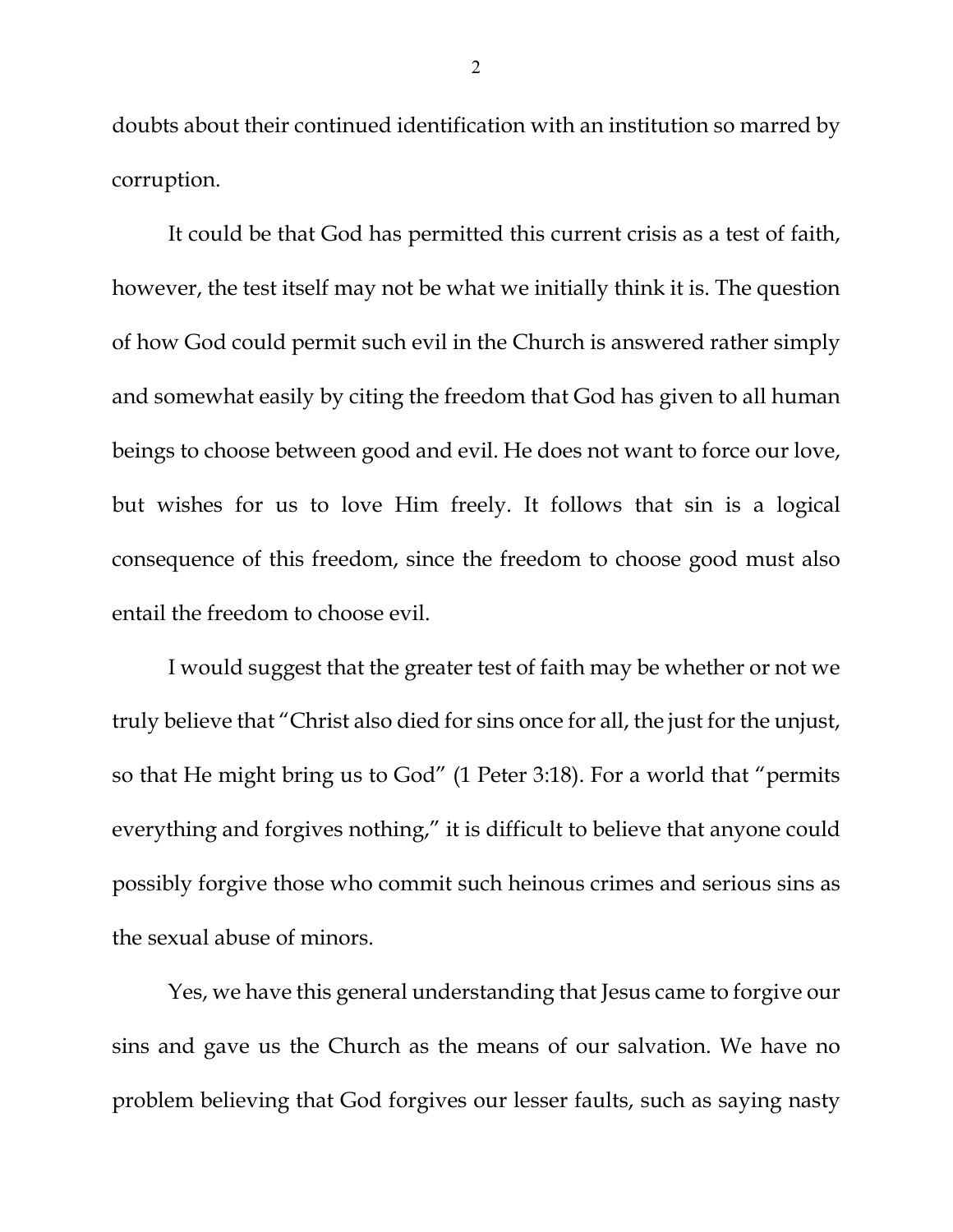doubts about their continued identification with an institution so marred by corruption.

It could be that God has permitted this current crisis as a test of faith, however, the test itself may not be what we initially think it is. The question of how God could permit such evil in the Church is answered rather simply and somewhat easily by citing the freedom that God has given to all human beings to choose between good and evil. He does not want to force our love, but wishes for us to love Him freely. It follows that sin is a logical consequence of this freedom, since the freedom to choose good must also entail the freedom to choose evil.

I would suggest that the greater test of faith may be whether or not we truly believe that "Christ also died for sins once for all, the just for the unjust, so that He might bring us to God" (1 Peter 3:18). For a world that "permits everything and forgives nothing," it is difficult to believe that anyone could possibly forgive those who commit such heinous crimes and serious sins as the sexual abuse of minors.

Yes, we have this general understanding that Jesus came to forgive our sins and gave us the Church as the means of our salvation. We have no problem believing that God forgives our lesser faults, such as saying nasty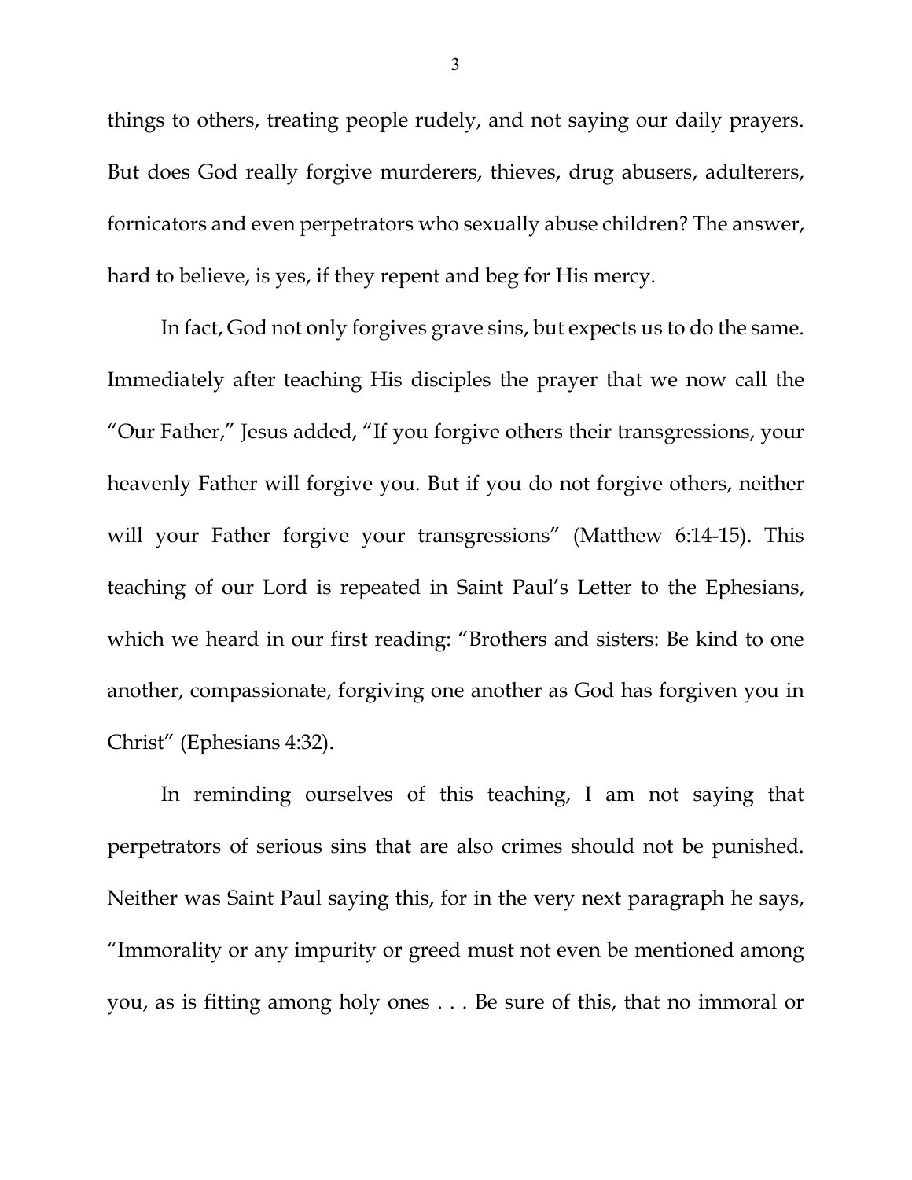things to others, treating people rudely, and not saying our daily prayers. But does God really forgive murderers, thieves, drug abusers, adulterers, fornicators and even perpetrators who sexually abuse children? The answer, hard to believe, is yes, if they repent and beg for His mercy.

In fact, God not only forgives grave sins, but expects us to do the same. Immediately after teaching His disciples the prayer that we now call the "Our Father," Jesus added, "If you forgive others their transgressions, your heavenly Father will forgive you. But if you do not forgive others, neither will your Father forgive your transgressions" (Matthew 6:14-15). This teaching of our Lord is repeated in Saint Paul's Letter to the Ephesians, which we heard in our first reading: "Brothers and sisters: Be kind to one another, compassionate, forgiving one another as God has forgiven you in Christ" (Ephesians 4:32).

In reminding ourselves of this teaching, I am not saying that perpetrators of serious sins that are also crimes should not be punished. Neither was Saint Paul saying this, for in the very next paragraph he says, "Immorality or any impurity or greed must not even be mentioned among you, as is fitting among holy ones . . . Be sure of this, that no immoral or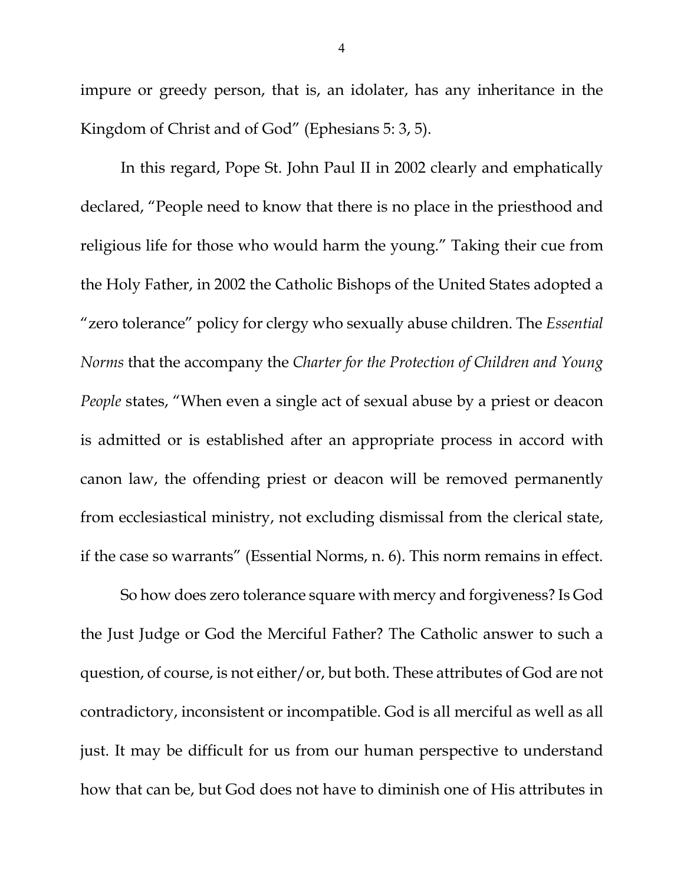impure or greedy person, that is, an idolater, has any inheritance in the Kingdom of Christ and of God" (Ephesians 5: 3, 5).

In this regard, Pope St. John Paul II in 2002 clearly and emphatically declared, "People need to know that there is no place in the priesthood and religious life for those who would harm the young." Taking their cue from the Holy Father, in 2002 the Catholic Bishops of the United States adopted a "zero tolerance" policy for clergy who sexually abuse children. The *Essential Norms* that the accompany the *Charter for the Protection of Children and Young People* states, "When even a single act of sexual abuse by a priest or deacon is admitted or is established after an appropriate process in accord with canon law, the offending priest or deacon will be removed permanently from ecclesiastical ministry, not excluding dismissal from the clerical state, if the case so warrants" (Essential Norms, n. 6). This norm remains in effect.

So how does zero tolerance square with mercy and forgiveness? Is God the Just Judge or God the Merciful Father? The Catholic answer to such a question, of course, is not either/or, but both. These attributes of God are not contradictory, inconsistent or incompatible. God is all merciful as well as all just. It may be difficult for us from our human perspective to understand how that can be, but God does not have to diminish one of His attributes in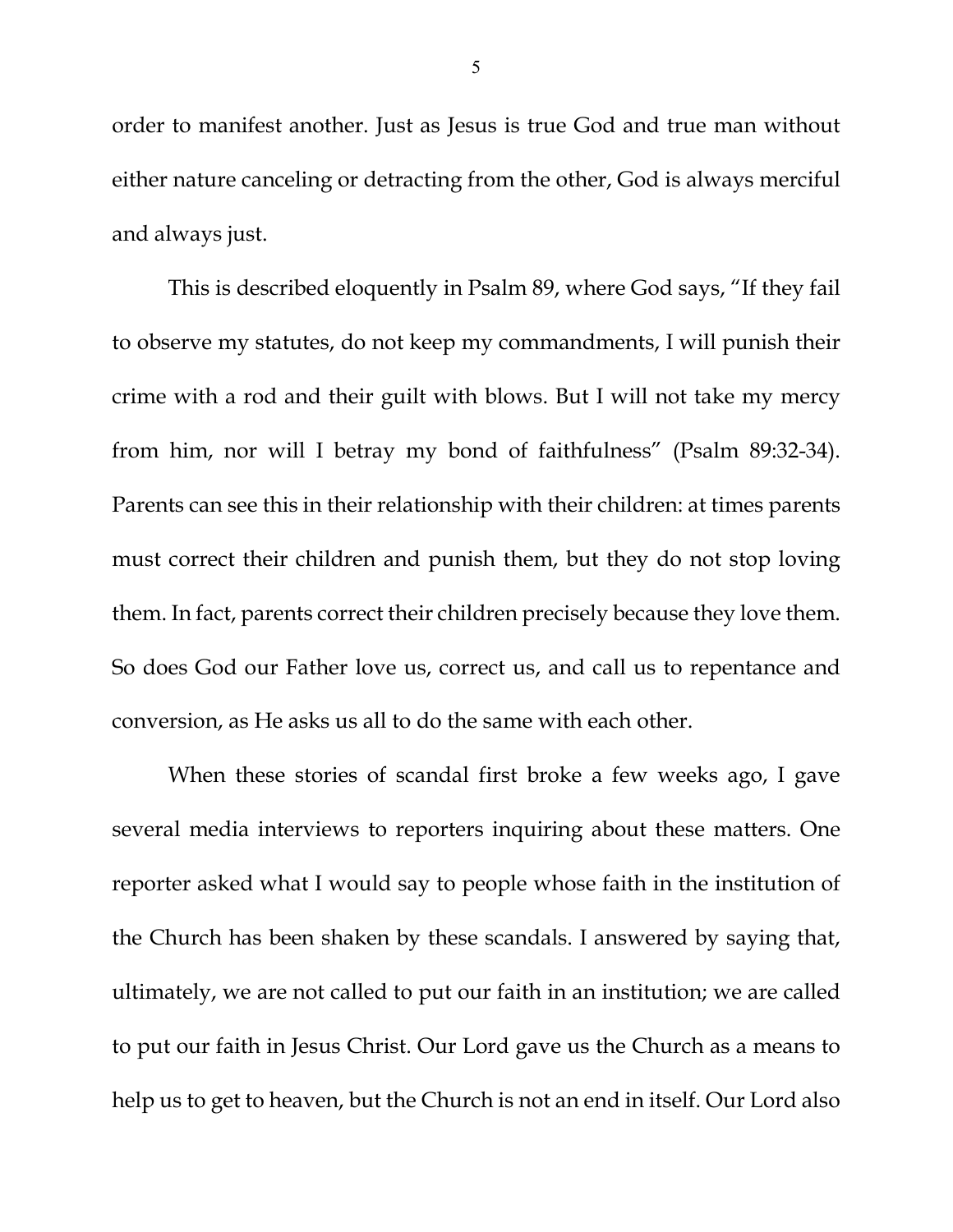order to manifest another. Just as Jesus is true God and true man without either nature canceling or detracting from the other, God is always merciful and always just.

This is described eloquently in Psalm 89, where God says, "If they fail to observe my statutes, do not keep my commandments, I will punish their crime with a rod and their guilt with blows. But I will not take my mercy from him, nor will I betray my bond of faithfulness" (Psalm 89:32-34). Parents can see this in their relationship with their children: at times parents must correct their children and punish them, but they do not stop loving them. In fact, parents correct their children precisely because they love them. So does God our Father love us, correct us, and call us to repentance and conversion, as He asks us all to do the same with each other.

When these stories of scandal first broke a few weeks ago, I gave several media interviews to reporters inquiring about these matters. One reporter asked what I would say to people whose faith in the institution of the Church has been shaken by these scandals. I answered by saying that, ultimately, we are not called to put our faith in an institution; we are called to put our faith in Jesus Christ. Our Lord gave us the Church as a means to help us to get to heaven, but the Church is not an end in itself. Our Lord also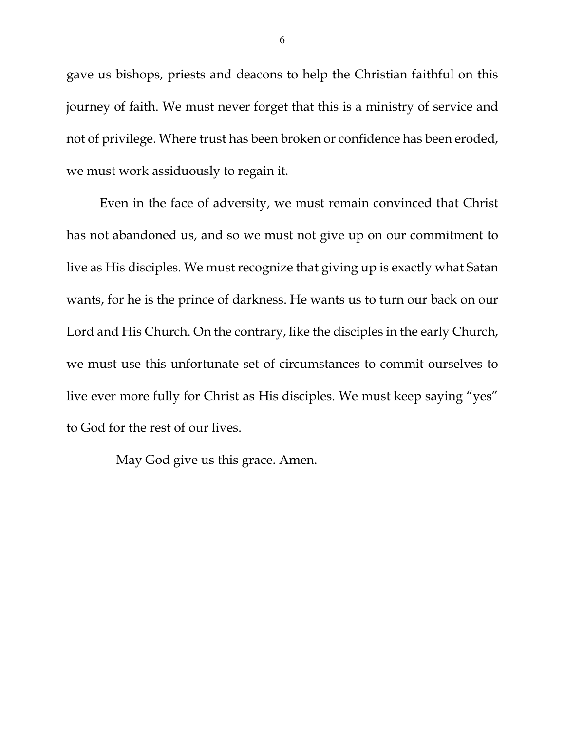gave us bishops, priests and deacons to help the Christian faithful on this journey of faith. We must never forget that this is a ministry of service and not of privilege. Where trust has been broken or confidence has been eroded, we must work assiduously to regain it.

Even in the face of adversity, we must remain convinced that Christ has not abandoned us, and so we must not give up on our commitment to live as His disciples. We must recognize that giving up is exactly what Satan wants, for he is the prince of darkness. He wants us to turn our back on our Lord and His Church. On the contrary, like the disciples in the early Church, we must use this unfortunate set of circumstances to commit ourselves to live ever more fully for Christ as His disciples. We must keep saying "yes" to God for the rest of our lives.

May God give us this grace. Amen.